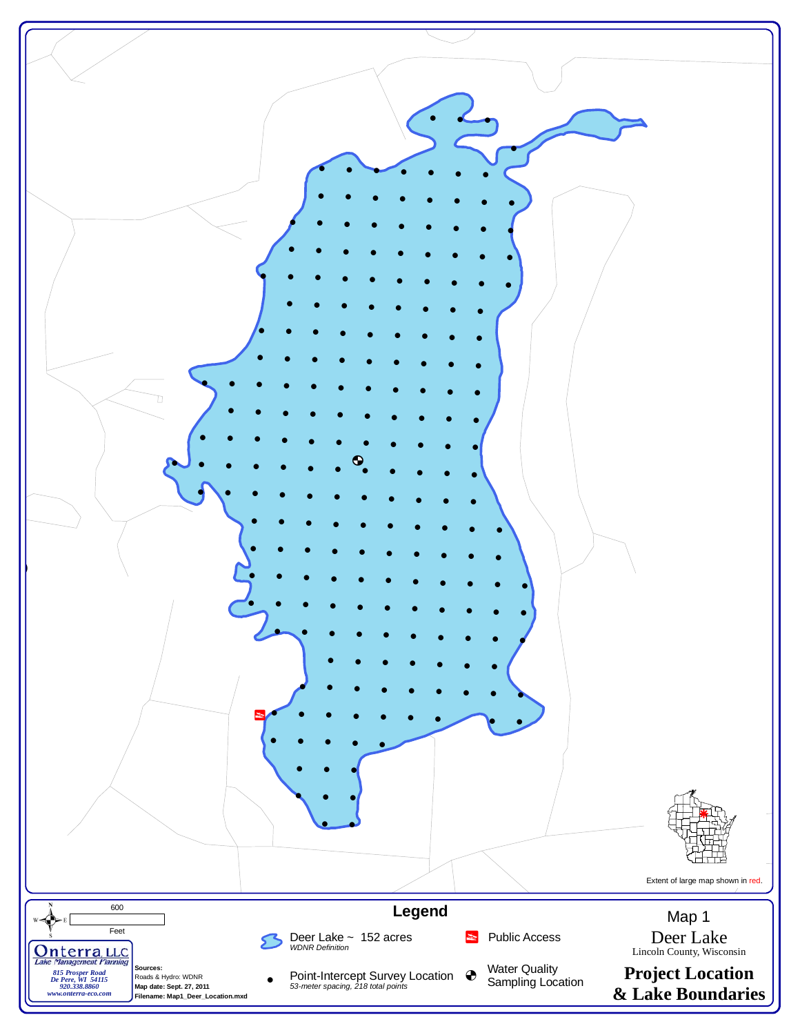Extent of large map shown in red.

600

Feet

**Onterra LLC**
*Lake Management Planning*

*815 Prosper Road*
*De Pere, WI 54115*
*920.338.8860*
*www.onterra-eco.com*

**Sources:**
Roads & Hydro: WDNR
**Map date: Sept. 27, 2011**
**Filename: Map1_Deer_Location.mxd**

## Legend

Deer Lake ~ 152 acres
*WDNR Definition*

Point-Intercept Survey Location
*53-meter spacing, 218 total points*

Public Access

Water Quality Sampling Location

Map 1

Deer Lake

Lincoln County, Wisconsin

**Project Location & Lake Boundaries**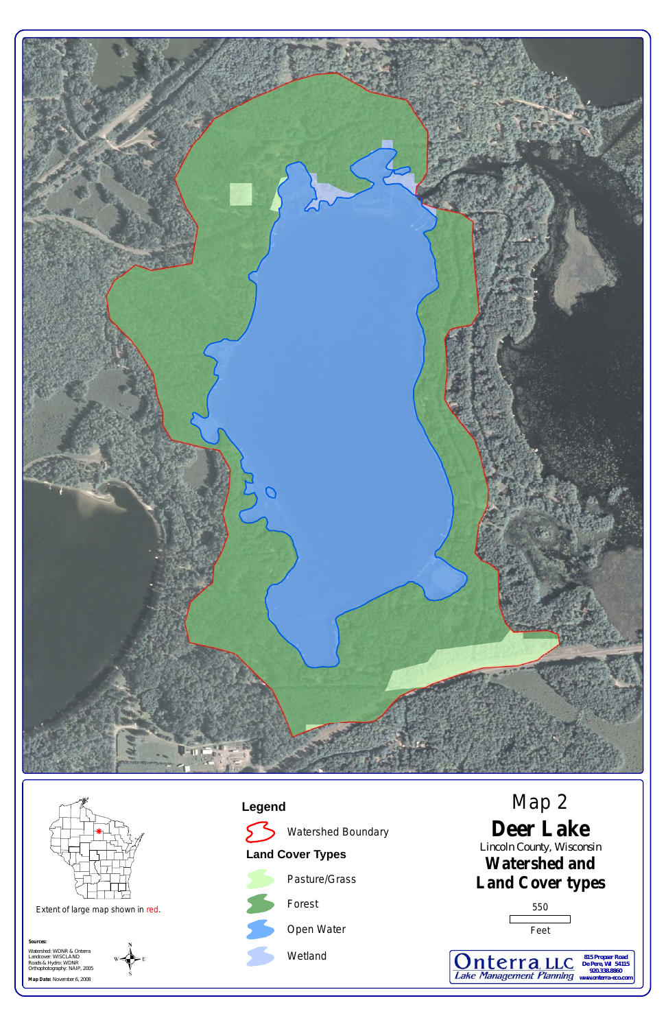# Map 2

## Deer Lake

Lincoln County, Wisconsin

## Watershed and Land Cover types

550

Feet

Extent of large map shown in red.

**Legend**

Watershed Boundary

**Land Cover Types**

- Pasture/Grass
- Forest
- Open Water
- Wetland

**Sources:**
Watershed: WDNR & Onterra
Landcover: WISCLAND
Roads & Hydro: WDNR
Orthophotography: NAIP, 2005

**Map Date:** November 6, 2008

Onterra, LLC
Lake Management Planning

815 Prosper Road
De Pere, WI 54115
920.338.8860
www.onterra-eco.com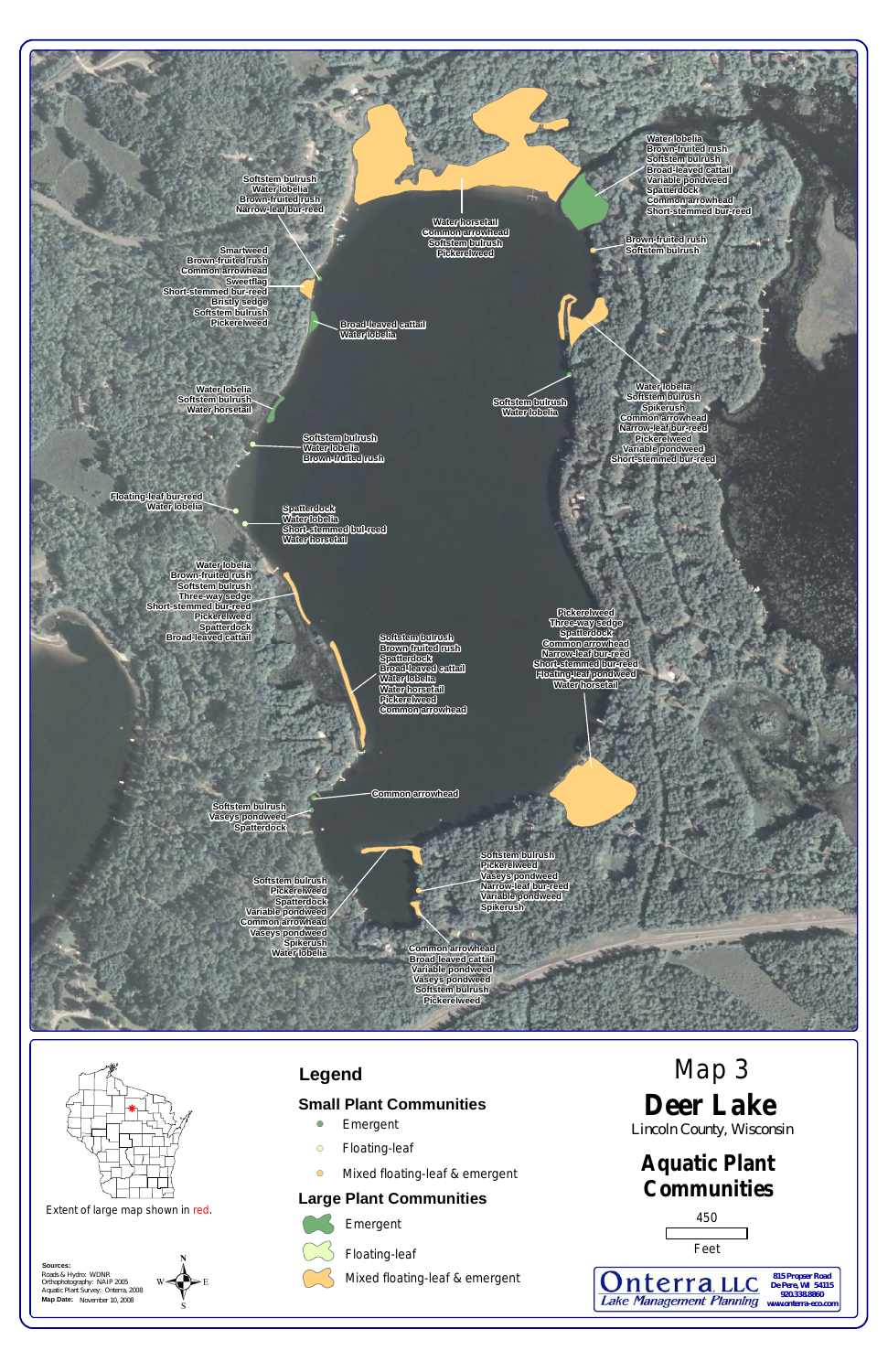# Map 3

# Deer Lake

Lincoln County, Wisconsin

## Aquatic Plant Communities

Softstem bulrush
Water lobelia
Brown-fruited rush
Narrow-leaf bur-reed

Water horsetail
Common arrowhead
Softstem bulrush
Pickerelweed

Water lobelia
Brown-fruited rush
Softstem bulrush
Broad-leaved cattail
Variable pondweed
Spatterdock
Common arrowhead
Short-stemmed bur-reed

Brown-fruited rush
Softstem bulrush

Smartweed
Brown-fruited rush
Common arrowhead
Sweetflag
Short-stemmed bur-reed
Bristly sedge
Softstem bulrush
Pickerelweed

Broad-leaved cattail
Water lobelia

Water lobelia
Softstem bulrush
Spikerush
Common arrowhead
Narrow-leaf bur-reed
Pickerelweed
Variable pondweed
Short-stemmed bur-reed

Softstem bulrush
Water lobelia

Water lobelia
Softstem bulrush
Water horsetail

Softstem bulrush
Water lobelia
Brown-fruited rush

Floating-leaf bur-reed
Water lobelia

Spatterdock
Water lobelia
Short-stemmed bur-reed
Water horsetail

Water lobelia
Brown-fruited rush
Softstem bulrush
Three-way sedge
Short-stemmed bur-reed
Pickerelweed
Spatterdock
Broad-leaved cattail

Softstem bulrush
Brown-fruited rush
Spatterdock
Broad-leaved cattail
Water lobelia
Water horsetail
Pickerelweed
Common arrowhead

Pickerelweed
Three-way sedge
Spatterdock
Common arrowhead
Narrow-leaf bur-reed
Short-stemmed bur-reed
Floating-leaf pondweed
Water horsetail

Common arrowhead

Softstem bulrush
Vaseys pondweed
Spatterdock

Softstem bulrush
Pickerelweed
Vaseys pondweed
Narrow-leaf bur-reed
Variable pondweed
Spikerush

Softstem bulrush
Pickerelweed
Spatterdock
Variable pondweed
Common arrowhead
Vaseys pondweed
Spikerush
Water lobelia

Common arrowhead
Broad-leaved cattail
Variable pondweed
Vaseys pondweed
Softstem bulrush
Pickerelweed

## Legend

### Small Plant Communities

- Emergent
- Floating-leaf
- Mixed floating-leaf & emergent

### Large Plant Communities

- Emergent
- Floating-leaf
- Mixed floating-leaf & emergent

450
Feet

Extent of large map shown in red.

**Sources:**
Roads & Hydro: WDNR
Orthophotography: NAIP 2005
Aquatic Plant Survey: Onterra, 2008
**Map Date:** November 10, 2008

Onterra, LLC
Lake Management Planning
815 Prosper Road
De Pere, WI 54115
920.338.8860
www.onterra-eco.com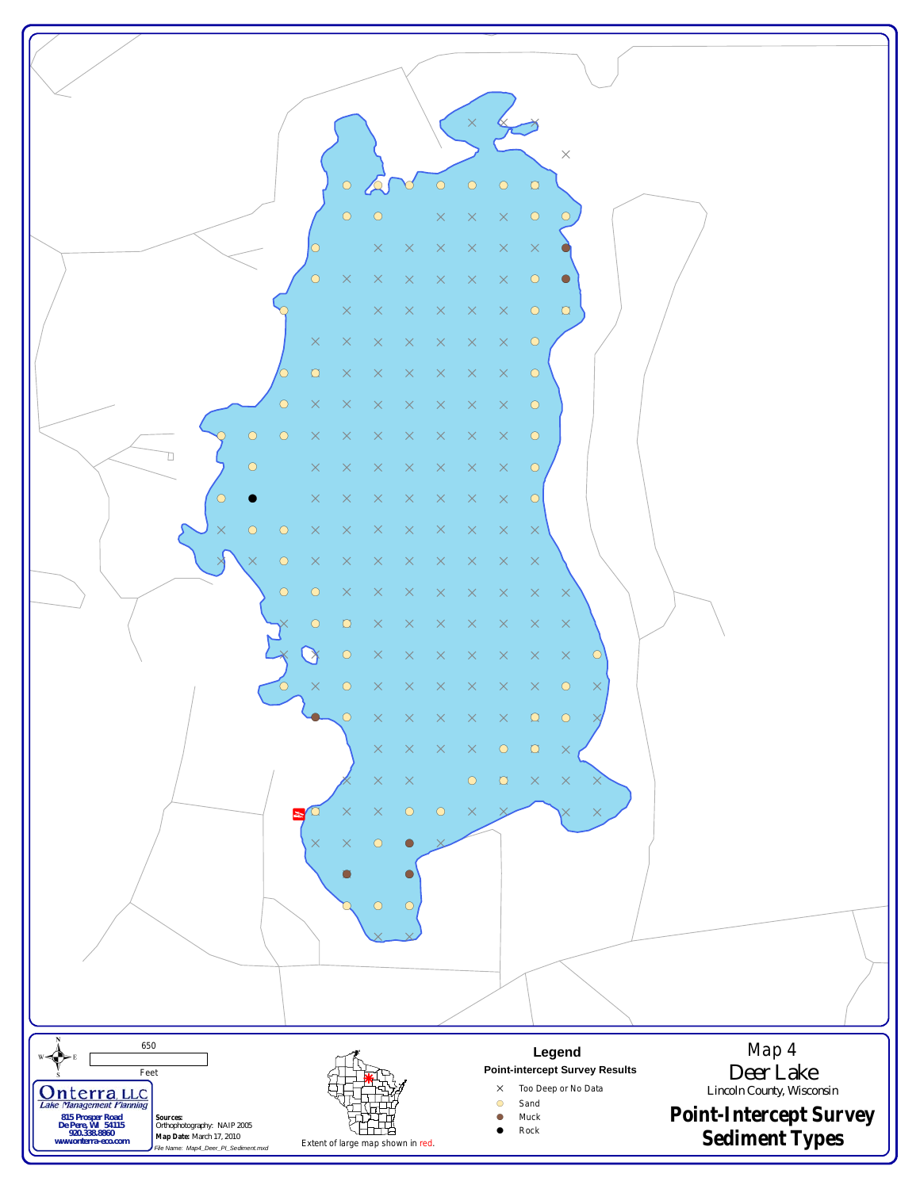650

Feet

**Onterra LLC**
*Lake Management Planning*
815 Prosper Road
De Pere, WI 54115
920.338.8860
www.onterra-eco.com

**Sources:**
Orthophotography: NAIP 2005
**Map Date:** March 17, 2010
*File Name: Map4_Deer_PI_Sediment.mxd*

Extent of large map shown in red.

## Legend

**Point-intercept Survey Results**

- × Too Deep or No Data
- Sand
- Muck
- Rock

# Map 4
# Deer Lake
Lincoln County, Wisconsin

## Point-Intercept Survey Sediment Types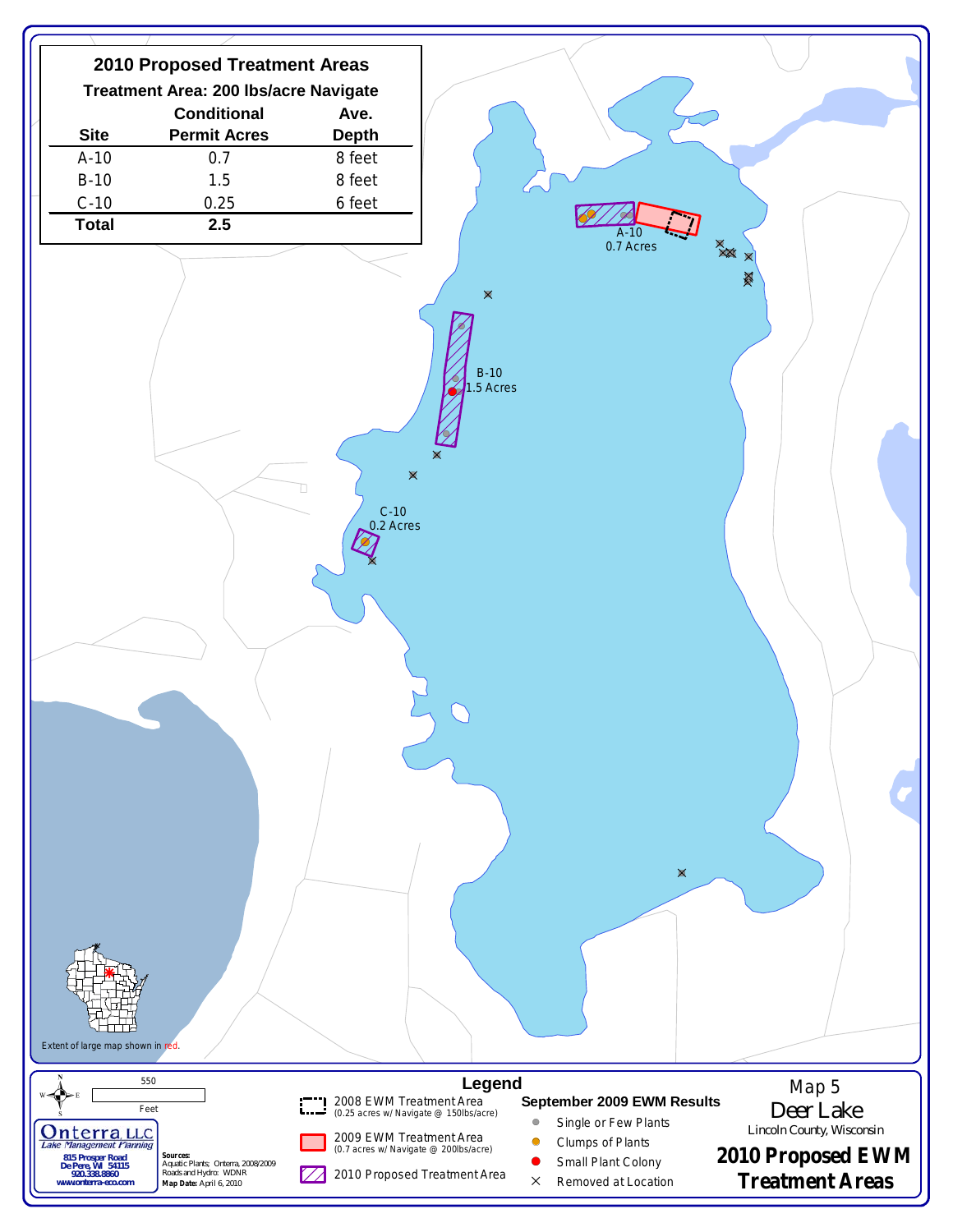## 2010 Proposed Treatment Areas

**Treatment Area: 200 lbs/acre Navigate**

| Site | Conditional Permit Acres | Ave. Depth |
|---|---|---|
| A-10 | 0.7 | 8 feet |
| B-10 | 1.5 | 8 feet |
| C-10 | 0.25 | 6 feet |
| **Total** | **2.5** | |

A-10
0.7 Acres

B-10
1.5 Acres

C-10
0.2 Acres

Extent of large map shown in red.

550
Feet

**Onterra LLC**
*Lake Management Planning*
**815 Prosper Road**
**De Pere, WI 54115**
**920.338.8860**
**www.onterra-eco.com**

**Sources:**
Aquatic Plants: Onterra, 2008/2009
Roads and Hydro: WDNR
**Map Date:** April 6, 2010

## Legend

- 2008 EWM Treatment Area (0.25 acres w/ Navigate @ 150lbs/acre)
- 2009 EWM Treatment Area (0.7 acres w/ Navigate @ 200lbs/acre)
- 2010 Proposed Treatment Area

**September 2009 EWM Results**

- Single or Few Plants
- Clumps of Plants
- Small Plant Colony
- Removed at Location

Map 5
Deer Lake
Lincoln County, Wisconsin

**2010 Proposed EWM Treatment Areas**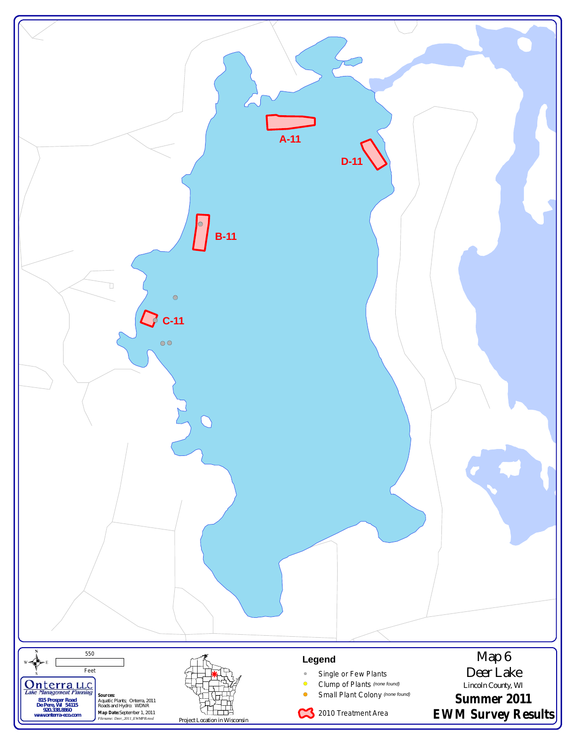A-11

D-11

B-11

C-11

550

Feet

**Onterra LLC**
*Lake Management Planning*
**815 Prosper Road**
**De Pere, WI 54115**
**920.338.8860**
**www.onterra-eco.com**

**Sources:**
Aquatic Plants: Onterra, 2011
Roads and Hydro: WDNR
**Map Date:** September 1, 2011
*Filename: Deer_2011_EWMPB.mxd*

Project Location in Wisconsin

**Legend**

- Single or Few Plants
- Clump of Plants *(none found)*
- Small Plant Colony *(none found)*
- 2010 Treatment Area

Map 6
Deer Lake
Lincoln County, WI
**Summer 2011**
**EWM Survey Results**